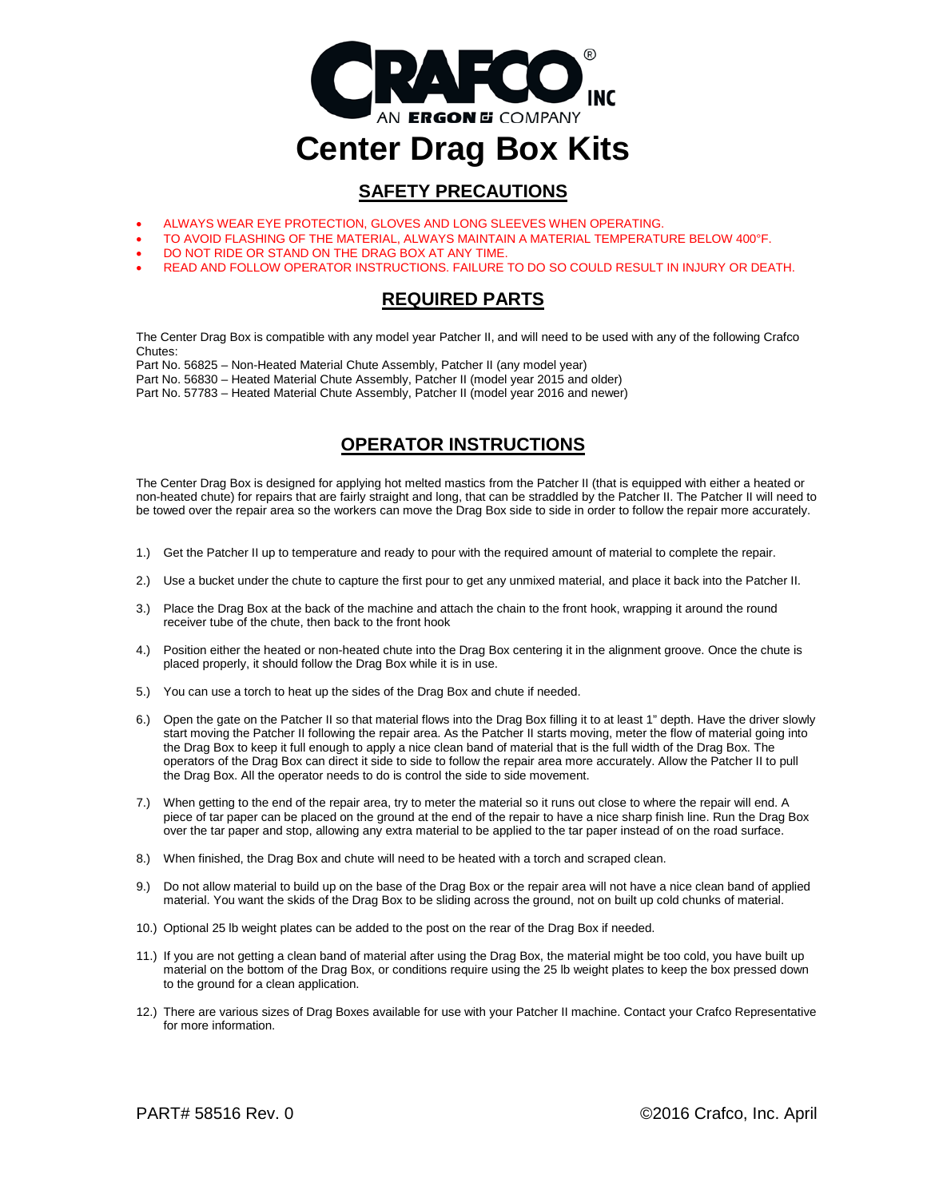CRAFCO® INC

AN ERGON COMPANY

# Center Drag Box Kits

## SAFETY PRECAUTIONS

- ALWAYS WEAR EYE PROTECTION, GLOVES AND LONG SLEEVES WHEN OPERATING.
- TO AVOID FLASHING OF THE MATERIAL, ALWAYS MAINTAIN A MATERIAL TEMPERATURE BELOW 400°F.
- DO NOT RIDE OR STAND ON THE DRAG BOX AT ANY TIME.
- READ AND FOLLOW OPERATOR INSTRUCTIONS. FAILURE TO DO SO COULD RESULT IN INJURY OR DEATH.

## REQUIRED PARTS

The Center Drag Box is compatible with any model year Patcher II, and will need to be used with any of the following Crafco Chutes:
Part No. 56825 – Non-Heated Material Chute Assembly, Patcher II (any model year)
Part No. 56830 – Heated Material Chute Assembly, Patcher II (model year 2015 and older)
Part No. 57783 – Heated Material Chute Assembly, Patcher II (model year 2016 and newer)

## OPERATOR INSTRUCTIONS

The Center Drag Box is designed for applying hot melted mastics from the Patcher II (that is equipped with either a heated or non-heated chute) for repairs that are fairly straight and long, that can be straddled by the Patcher II. The Patcher II will need to be towed over the repair area so the workers can move the Drag Box side to side in order to follow the repair more accurately.

1.) Get the Patcher II up to temperature and ready to pour with the required amount of material to complete the repair.

2.) Use a bucket under the chute to capture the first pour to get any unmixed material, and place it back into the Patcher II.

3.) Place the Drag Box at the back of the machine and attach the chain to the front hook, wrapping it around the round receiver tube of the chute, then back to the front hook

4.) Position either the heated or non-heated chute into the Drag Box centering it in the alignment groove. Once the chute is placed properly, it should follow the Drag Box while it is in use.

5.) You can use a torch to heat up the sides of the Drag Box and chute if needed.

6.) Open the gate on the Patcher II so that material flows into the Drag Box filling it to at least 1" depth. Have the driver slowly start moving the Patcher II following the repair area. As the Patcher II starts moving, meter the flow of material going into the Drag Box to keep it full enough to apply a nice clean band of material that is the full width of the Drag Box. The operators of the Drag Box can direct it side to side to follow the repair area more accurately. Allow the Patcher II to pull the Drag Box. All the operator needs to do is control the side to side movement.

7.) When getting to the end of the repair area, try to meter the material so it runs out close to where the repair will end. A piece of tar paper can be placed on the ground at the end of the repair to have a nice sharp finish line. Run the Drag Box over the tar paper and stop, allowing any extra material to be applied to the tar paper instead of on the road surface.

8.) When finished, the Drag Box and chute will need to be heated with a torch and scraped clean.

9.) Do not allow material to build up on the base of the Drag Box or the repair area will not have a nice clean band of applied material. You want the skids of the Drag Box to be sliding across the ground, not on built up cold chunks of material.

10.) Optional 25 lb weight plates can be added to the post on the rear of the Drag Box if needed.

11.) If you are not getting a clean band of material after using the Drag Box, the material might be too cold, you have built up material on the bottom of the Drag Box, or conditions require using the 25 lb weight plates to keep the box pressed down to the ground for a clean application.

12.) There are various sizes of Drag Boxes available for use with your Patcher II machine. Contact your Crafco Representative for more information.

PART# 58516 Rev. 0 ©2016 Crafco, Inc. April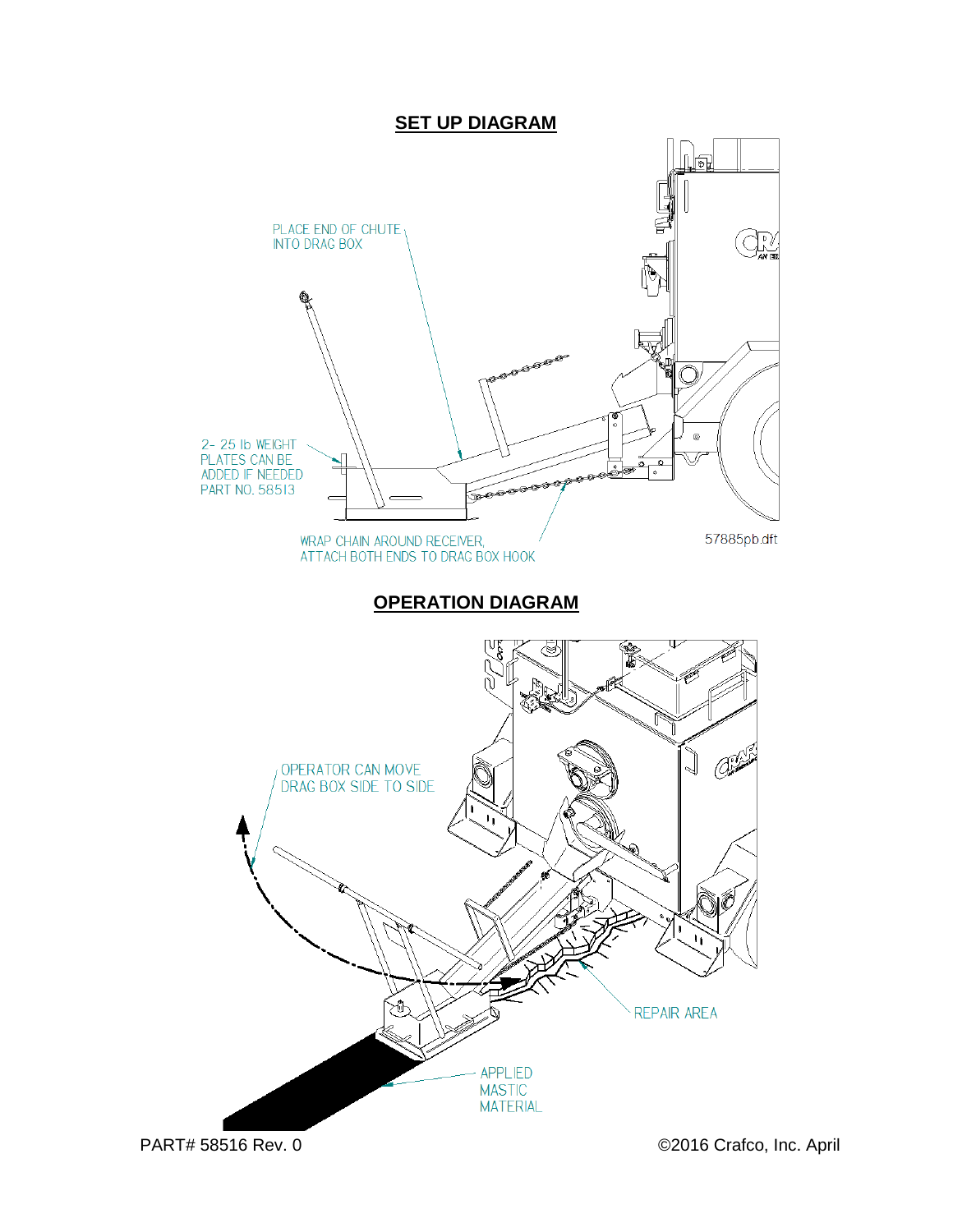## SET UP DIAGRAM

PLACE END OF CHUTE INTO DRAG BOX

2- 25 lb WEIGHT PLATES CAN BE ADDED IF NEEDED PART NO. 58513

WRAP CHAIN AROUND RECEIVER, ATTACH BOTH ENDS TO DRAG BOX HOOK

57885pb.dft

## OPERATION DIAGRAM

OPERATOR CAN MOVE DRAG BOX SIDE TO SIDE

REPAIR AREA

APPLIED MASTIC MATERIAL

PART# 58516 Rev. 0

©2016 Crafco, Inc. April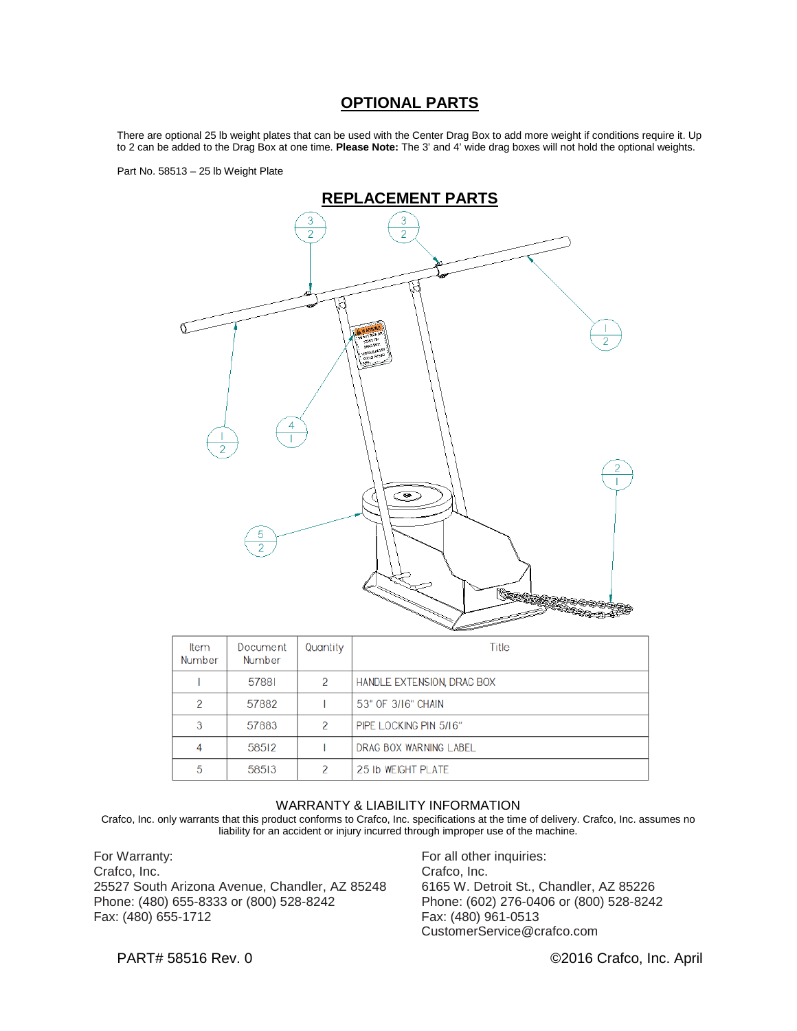## OPTIONAL PARTS

There are optional 25 lb weight plates that can be used with the Center Drag Box to add more weight if conditions require it. Up to 2 can be added to the Drag Box at one time. **Please Note:** The 3' and 4' wide drag boxes will not hold the optional weights.

Part No. 58513 – 25 lb Weight Plate

## REPLACEMENT PARTS

| Item Number | Document Number | Quantity | Title |
|---|---|---|---|
| 1 | 57881 | 2 | HANDLE EXTENSION, DRAG BOX |
| 2 | 57882 | 1 | 53" OF 3/16" CHAIN |
| 3 | 57883 | 2 | PIPE LOCKING PIN 5/16" |
| 4 | 58512 | 1 | DRAG BOX WARNING LABEL |
| 5 | 58513 | 2 | 25 lb WEIGHT PLATE |

### WARRANTY & LIABILITY INFORMATION

Crafco, Inc. only warrants that this product conforms to Crafco, Inc. specifications at the time of delivery. Crafco, Inc. assumes no liability for an accident or injury incurred through improper use of the machine.

For Warranty:
Crafco, Inc.
25527 South Arizona Avenue, Chandler, AZ 85248
Phone: (480) 655-8333 or (800) 528-8242
Fax: (480) 655-1712

For all other inquiries:
Crafco, Inc.
6165 W. Detroit St., Chandler, AZ 85226
Phone: (602) 276-0406 or (800) 528-8242
Fax: (480) 961-0513
CustomerService@crafco.com

PART# 58516 Rev. 0

©2016 Crafco, Inc. April